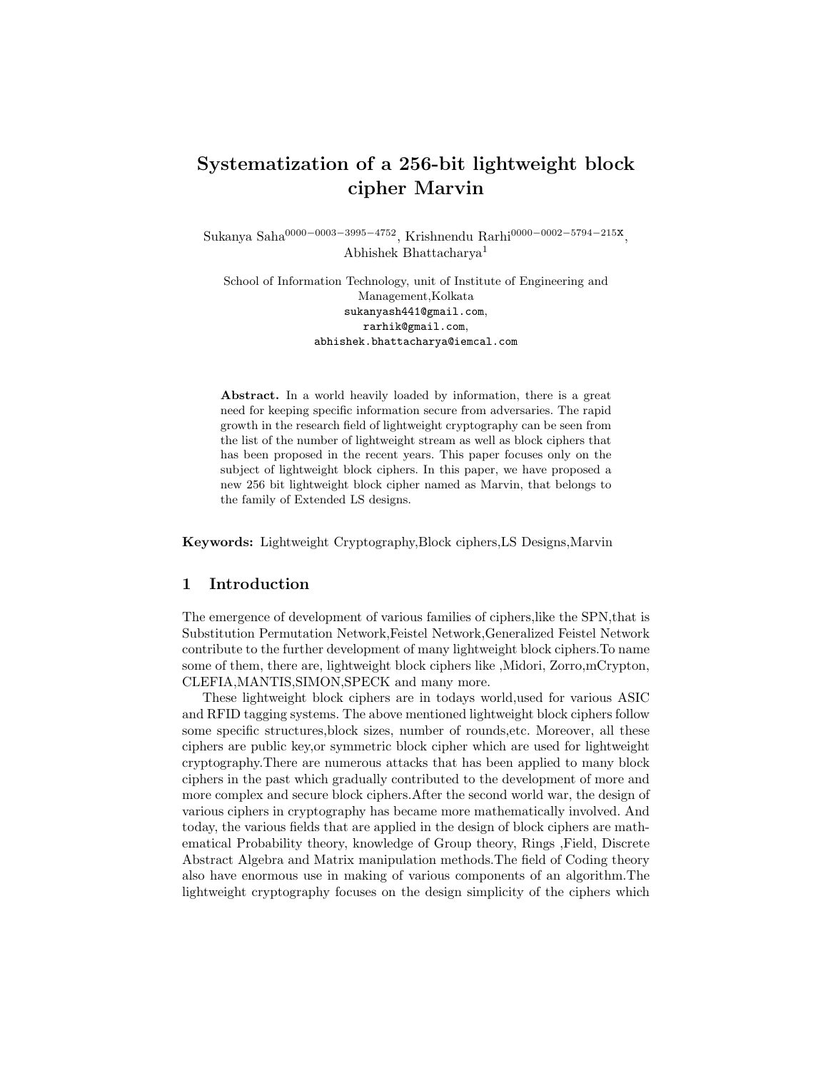# Systematization of a 256-bit lightweight block cipher Marvin

Sukanya Saha[0000−0003−3995−4752], Krishnendu Rarhi[0000−0002−5794−215X], Abhishek Bhattacharya[1]

School of Information Technology, unit of Institute of Engineering and Management,Kolkata
sukanyash441@gmail.com,
rarhik@gmail.com,
abhishek.bhattacharya@iemcal.com

**Abstract.** In a world heavily loaded by information, there is a great need for keeping specific information secure from adversaries. The rapid growth in the research field of lightweight cryptography can be seen from the list of the number of lightweight stream as well as block ciphers that has been proposed in the recent years. This paper focuses only on the subject of lightweight block ciphers. In this paper, we have proposed a new 256 bit lightweight block cipher named as Marvin, that belongs to the family of Extended LS designs.

**Keywords:** Lightweight Cryptography,Block ciphers,LS Designs,Marvin

## 1 Introduction

The emergence of development of various families of ciphers,like the SPN,that is Substitution Permutation Network,Feistel Network,Generalized Feistel Network contribute to the further development of many lightweight block ciphers.To name some of them, there are, lightweight block ciphers like ,Midori, Zorro,mCrypton, CLEFIA,MANTIS,SIMON,SPECK and many more.

These lightweight block ciphers are in todays world,used for various ASIC and RFID tagging systems. The above mentioned lightweight block ciphers follow some specific structures,block sizes, number of rounds,etc. Moreover, all these ciphers are public key,or symmetric block cipher which are used for lightweight cryptography.There are numerous attacks that has been applied to many block ciphers in the past which gradually contributed to the development of more and more complex and secure block ciphers.After the second world war, the design of various ciphers in cryptography has became more mathematically involved. And today, the various fields that are applied in the design of block ciphers are mathematical Probability theory, knowledge of Group theory, Rings ,Field, Discrete Abstract Algebra and Matrix manipulation methods.The field of Coding theory also have enormous use in making of various components of an algorithm.The lightweight cryptography focuses on the design simplicity of the ciphers which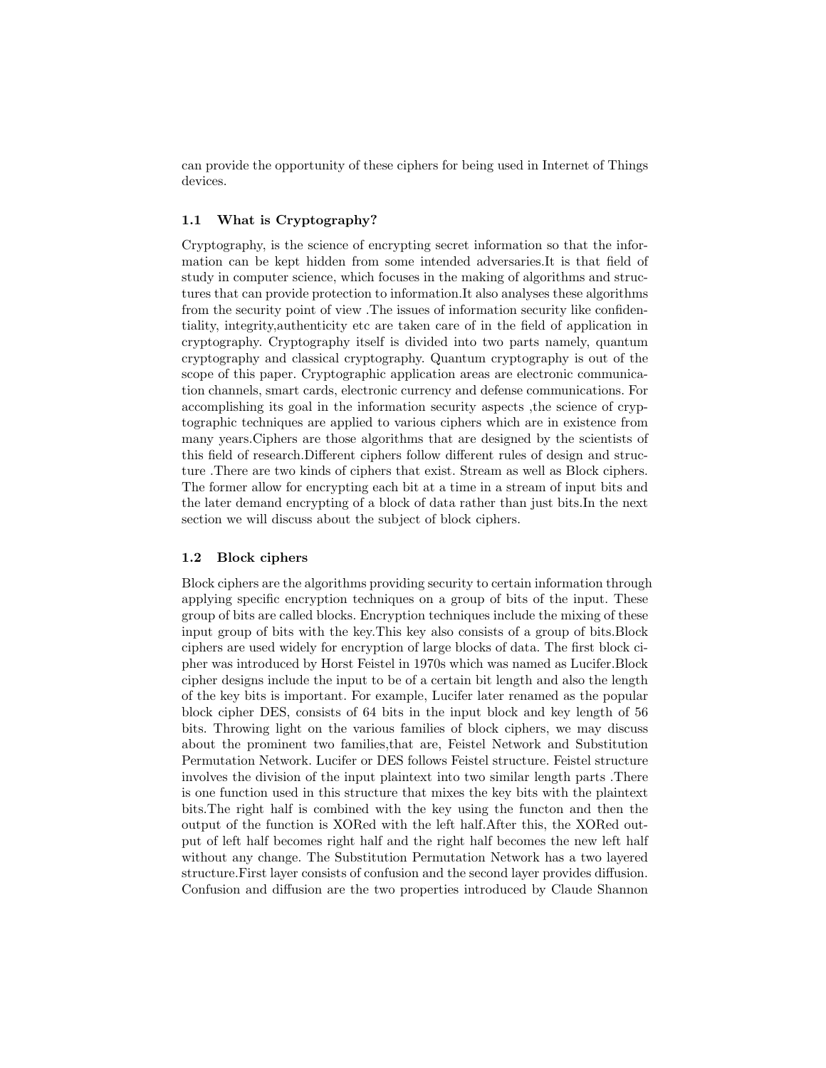can provide the opportunity of these ciphers for being used in Internet of Things devices.

### 1.1 What is Cryptography?

Cryptography, is the science of encrypting secret information so that the information can be kept hidden from some intended adversaries.It is that field of study in computer science, which focuses in the making of algorithms and structures that can provide protection to information.It also analyses these algorithms from the security point of view .The issues of information security like confidentiality, integrity,authenticity etc are taken care of in the field of application in cryptography. Cryptography itself is divided into two parts namely, quantum cryptography and classical cryptography. Quantum cryptography is out of the scope of this paper. Cryptographic application areas are electronic communication channels, smart cards, electronic currency and defense communications. For accomplishing its goal in the information security aspects ,the science of cryptographic techniques are applied to various ciphers which are in existence from many years.Ciphers are those algorithms that are designed by the scientists of this field of research.Different ciphers follow different rules of design and structure .There are two kinds of ciphers that exist. Stream as well as Block ciphers. The former allow for encrypting each bit at a time in a stream of input bits and the later demand encrypting of a block of data rather than just bits.In the next section we will discuss about the subject of block ciphers.

### 1.2 Block ciphers

Block ciphers are the algorithms providing security to certain information through applying specific encryption techniques on a group of bits of the input. These group of bits are called blocks. Encryption techniques include the mixing of these input group of bits with the key.This key also consists of a group of bits.Block ciphers are used widely for encryption of large blocks of data. The first block cipher was introduced by Horst Feistel in 1970s which was named as Lucifer.Block cipher designs include the input to be of a certain bit length and also the length of the key bits is important. For example, Lucifer later renamed as the popular block cipher DES, consists of 64 bits in the input block and key length of 56 bits. Throwing light on the various families of block ciphers, we may discuss about the prominent two families,that are, Feistel Network and Substitution Permutation Network. Lucifer or DES follows Feistel structure. Feistel structure involves the division of the input plaintext into two similar length parts .There is one function used in this structure that mixes the key bits with the plaintext bits.The right half is combined with the key using the functon and then the output of the function is XORed with the left half.After this, the XORed output of left half becomes right half and the right half becomes the new left half without any change. The Substitution Permutation Network has a two layered structure.First layer consists of confusion and the second layer provides diffusion. Confusion and diffusion are the two properties introduced by Claude Shannon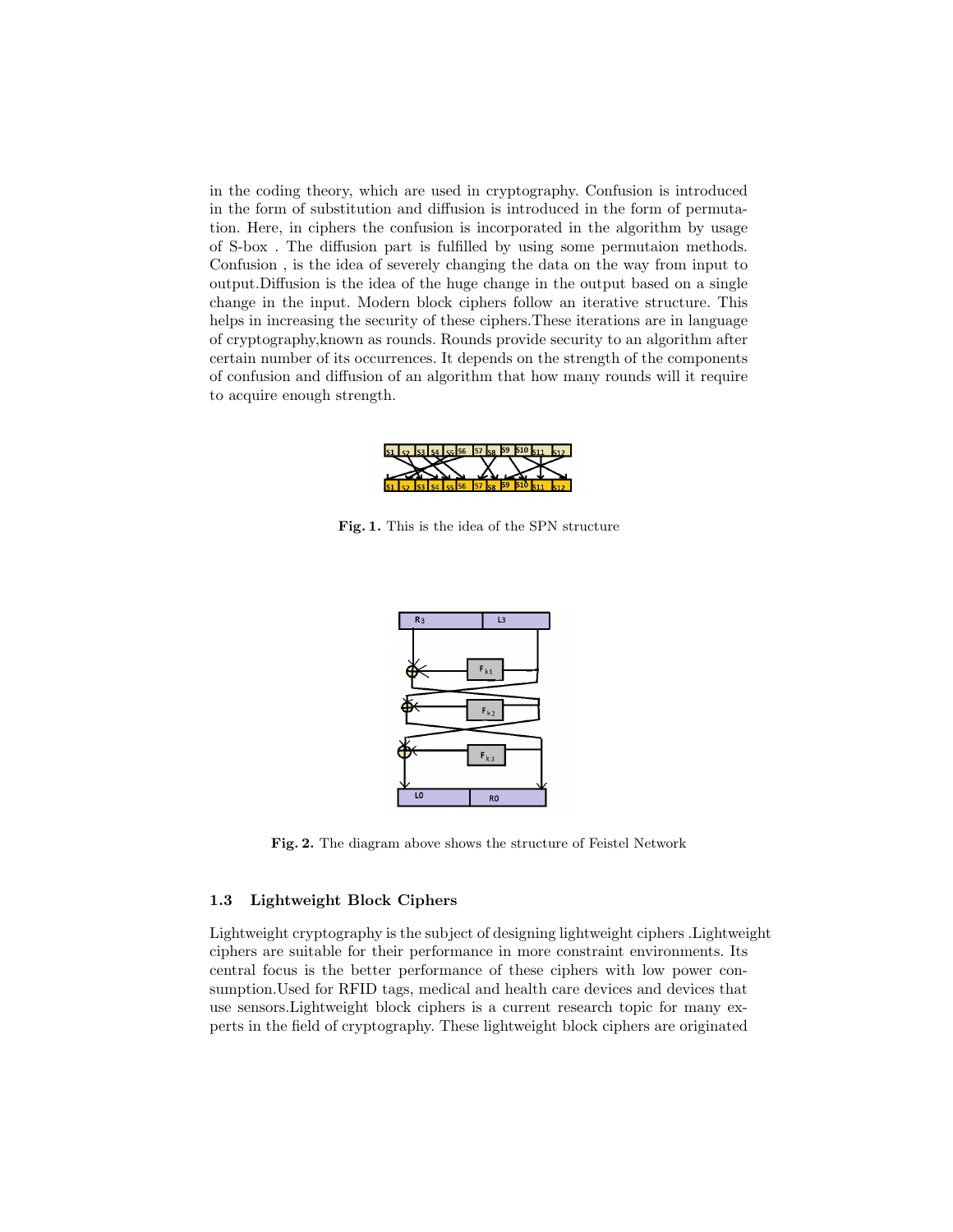in the coding theory, which are used in cryptography. Confusion is introduced in the form of substitution and diffusion is introduced in the form of permutation. Here, in ciphers the confusion is incorporated in the algorithm by usage of S-box . The diffusion part is fulfilled by using some permutaion methods. Confusion , is the idea of severely changing the data on the way from input to output.Diffusion is the idea of the huge change in the output based on a single change in the input. Modern block ciphers follow an iterative structure. This helps in increasing the security of these ciphers.These iterations are in language of cryptography,known as rounds. Rounds provide security to an algorithm after certain number of its occurrences. It depends on the strength of the components of confusion and diffusion of an algorithm that how many rounds will it require to acquire enough strength.

**Fig. 1.** This is the idea of the SPN structure

**Fig. 2.** The diagram above shows the structure of Feistel Network

### 1.3 Lightweight Block Ciphers

Lightweight cryptography is the subject of designing lightweight ciphers .Lightweight ciphers are suitable for their performance in more constraint environments. Its central focus is the better performance of these ciphers with low power consumption.Used for RFID tags, medical and health care devices and devices that use sensors.Lightweight block ciphers is a current research topic for many experts in the field of cryptography. These lightweight block ciphers are originated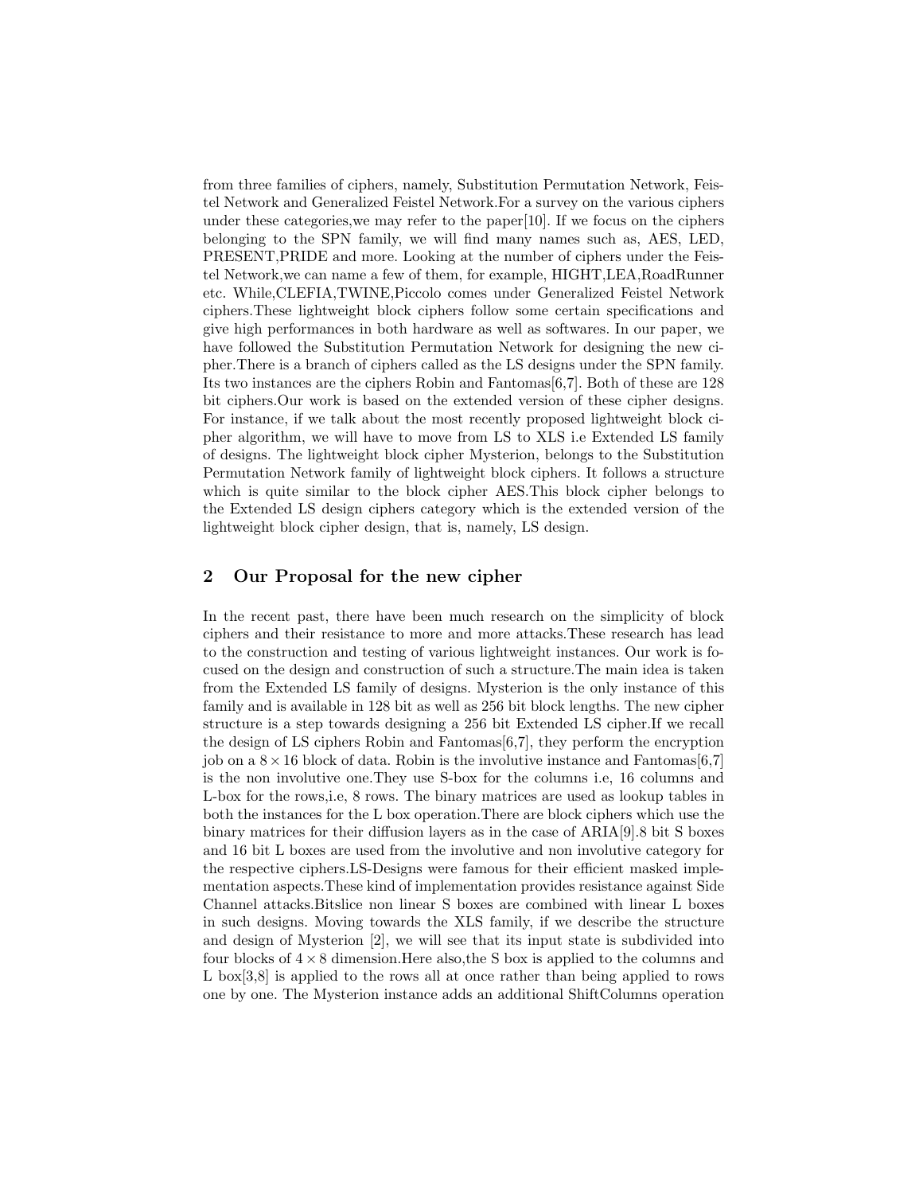from three families of ciphers, namely, Substitution Permutation Network, Feistel Network and Generalized Feistel Network.For a survey on the various ciphers under these categories,we may refer to the paper[10]. If we focus on the ciphers belonging to the SPN family, we will find many names such as, AES, LED, PRESENT,PRIDE and more. Looking at the number of ciphers under the Feistel Network,we can name a few of them, for example, HIGHT,LEA,RoadRunner etc. While,CLEFIA,TWINE,Piccolo comes under Generalized Feistel Network ciphers.These lightweight block ciphers follow some certain specifications and give high performances in both hardware as well as softwares. In our paper, we have followed the Substitution Permutation Network for designing the new cipher.There is a branch of ciphers called as the LS designs under the SPN family. Its two instances are the ciphers Robin and Fantomas[6,7]. Both of these are 128 bit ciphers.Our work is based on the extended version of these cipher designs. For instance, if we talk about the most recently proposed lightweight block cipher algorithm, we will have to move from LS to XLS i.e Extended LS family of designs. The lightweight block cipher Mysterion, belongs to the Substitution Permutation Network family of lightweight block ciphers. It follows a structure which is quite similar to the block cipher AES.This block cipher belongs to the Extended LS design ciphers category which is the extended version of the lightweight block cipher design, that is, namely, LS design.

## 2 Our Proposal for the new cipher

In the recent past, there have been much research on the simplicity of block ciphers and their resistance to more and more attacks.These research has lead to the construction and testing of various lightweight instances. Our work is focused on the design and construction of such a structure.The main idea is taken from the Extended LS family of designs. Mysterion is the only instance of this family and is available in 128 bit as well as 256 bit block lengths. The new cipher structure is a step towards designing a 256 bit Extended LS cipher.If we recall the design of LS ciphers Robin and Fantomas[6,7], they perform the encryption job on a $8 \times 16$ block of data. Robin is the involutive instance and Fantomas[6,7] is the non involutive one.They use S-box for the columns i.e, 16 columns and L-box for the rows,i.e, 8 rows. The binary matrices are used as lookup tables in both the instances for the L box operation.There are block ciphers which use the binary matrices for their diffusion layers as in the case of ARIA[9].8 bit S boxes and 16 bit L boxes are used from the involutive and non involutive category for the respective ciphers.LS-Designs were famous for their efficient masked implementation aspects.These kind of implementation provides resistance against Side Channel attacks.Bitslice non linear S boxes are combined with linear L boxes in such designs. Moving towards the XLS family, if we describe the structure and design of Mysterion [2], we will see that its input state is subdivided into four blocks of $4 \times 8$ dimension.Here also,the S box is applied to the columns and L box[3,8] is applied to the rows all at once rather than being applied to rows one by one. The Mysterion instance adds an additional ShiftColumns operation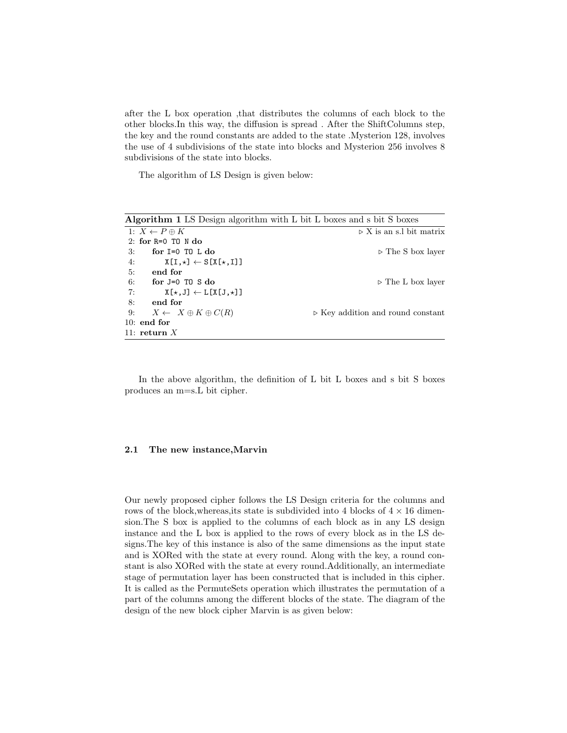after the L box operation ,that distributes the columns of each block to the other blocks.In this way, the diffusion is spread . After the ShiftColumns step, the key and the round constants are added to the state .Mysterion 128, involves the use of 4 subdivisions of the state into blocks and Mysterion 256 involves 8 subdivisions of the state into blocks.

The algorithm of LS Design is given below:

**Algorithm 1** LS Design algorithm with L bit L boxes and s bit S boxes

```
1: X ← P ⊕ K                              ▷ X is an s.l bit matrix
2: for R=0 TO N do
3:     for I=0 TO L do                    ▷ The S box layer
4:         X[I,⋆] ← S[X[⋆,I]]
5:     end for
6:     for J=0 TO S do                    ▷ The L box layer
7:         X[⋆,J] ← L[X[J,⋆]]
8:     end for
9:     X ← X ⊕ K ⊕ C(R)                   ▷ Key addition and round constant
10: end for
11: return X
```

In the above algorithm, the definition of L bit L boxes and s bit S boxes produces an m=s.L bit cipher.

### 2.1 The new instance,Marvin

Our newly proposed cipher follows the LS Design criteria for the columns and rows of the block,whereas,its state is subdivided into 4 blocks of $4 \times 16$ dimension.The S box is applied to the columns of each block as in any LS design instance and the L box is applied to the rows of every block as in the LS designs.The key of this instance is also of the same dimensions as the input state and is XORed with the state at every round. Along with the key, a round constant is also XORed with the state at every round.Additionally, an intermediate stage of permutation layer has been constructed that is included in this cipher. It is called as the PermuteSets operation which illustrates the permutation of a part of the columns among the different blocks of the state. The diagram of the design of the new block cipher Marvin is as given below: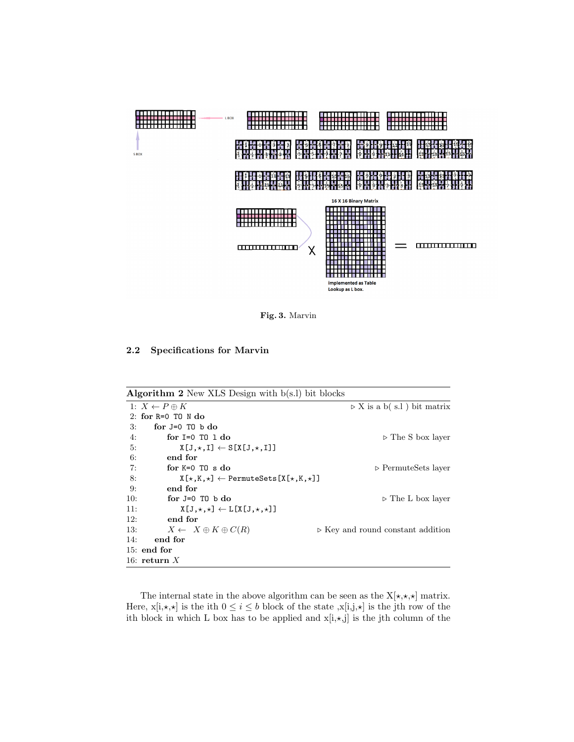Fig. 3. Marvin

### 2.2 Specifications for Marvin

**Algorithm 2** New XLS Design with b(s.l) bit blocks

```
1: X ← P ⊕ K                                   ▷ X is a b( s.l ) bit matrix
2: for R=0 TO N do
3:    for J=0 TO b do
4:       for I=0 TO l do                       ▷ The S box layer
5:          X[J,⋆,I] ← S[X[J,⋆,I]]
6:       end for
7:       for K=0 TO s do                       ▷ PermuteSets layer
8:          X[⋆,K,⋆] ← PermuteSets[X[⋆,K,⋆]]
9:       end for
10:      for J=0 TO b do                       ▷ The L box layer
11:         X[J,⋆,⋆] ← L[X[J,⋆,⋆]]
12:      end for
13:      X ← X ⊕ K ⊕ C(R)                      ▷ Key and round constant addition
14:   end for
15: end for
16: return X
```

The internal state in the above algorithm can be seen as the X[⋆,⋆,⋆] matrix. Here, x[i,⋆,⋆] is the ith $0 \leq i \leq b$ block of the state ,x[i,j,⋆] is the jth row of the ith block in which L box has to be applied and x[i,⋆,j] is the jth column of the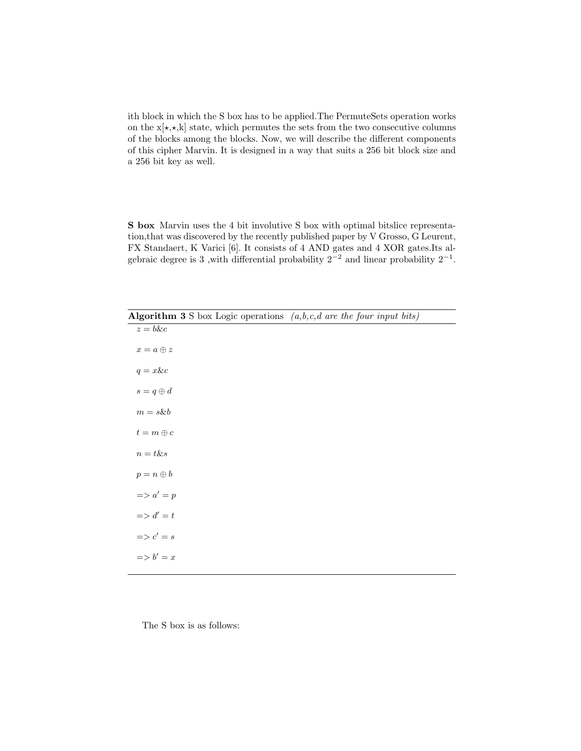ith block in which the S box has to be applied.The PermuteSets operation works on the x[$\star$,$\star$,k] state, which permutes the sets from the two consecutive columns of the blocks among the blocks. Now, we will describe the different components of this cipher Marvin. It is designed in a way that suits a 256 bit block size and a 256 bit key as well.

**S box** Marvin uses the 4 bit involutive S box with optimal bitslice representation,that was discovered by the recently published paper by V Grosso, G Leurent, FX Standaert, K Varici [6]. It consists of 4 AND gates and 4 XOR gates.Its algebraic degree is 3 ,with differential probability $2^{-2}$ and linear probability $2^{-1}$.

**Algorithm 3** S box Logic operations *(a,b,c,d are the four input bits)*

$z = b\&c$

$x = a \oplus z$

$q = x\&c$

$s = q \oplus d$

$m = s\&b$

$t = m \oplus c$

$n = t\&s$

$p = n \oplus b$

$=> a' = p$

$=> d' = t$

$=> c' = s$

$=> b' = x$

The S box is as follows: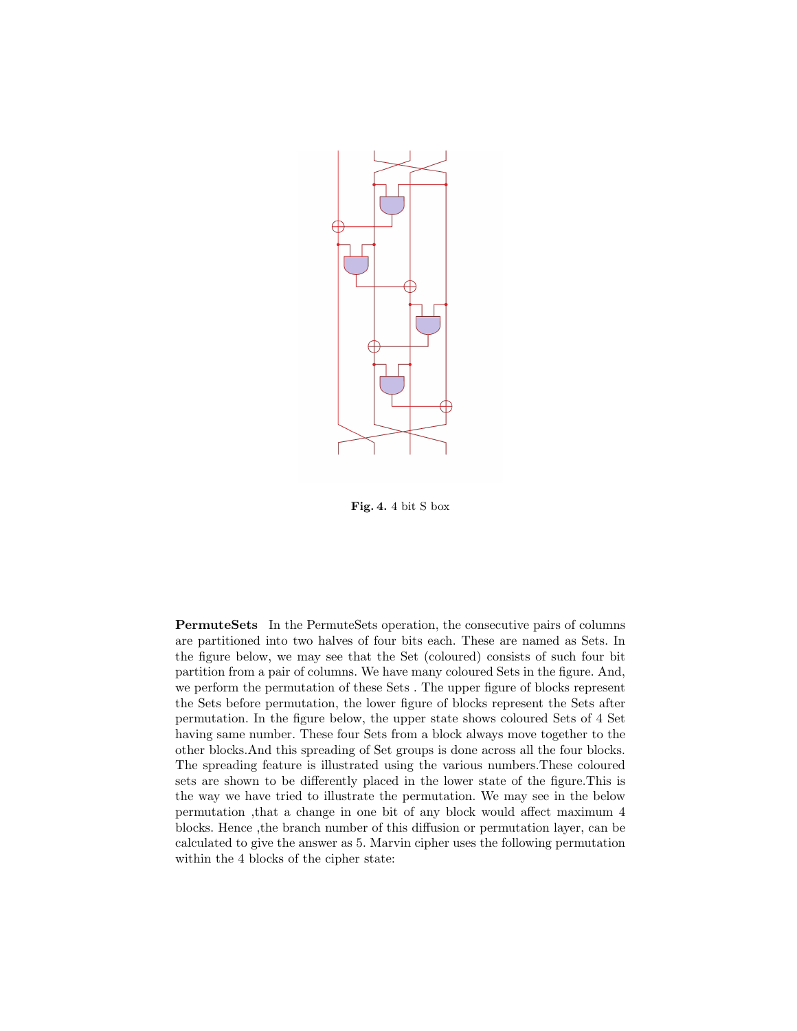Fig. 4. 4 bit S box

**PermuteSets** In the PermuteSets operation, the consecutive pairs of columns are partitioned into two halves of four bits each. These are named as Sets. In the figure below, we may see that the Set (coloured) consists of such four bit partition from a pair of columns. We have many coloured Sets in the figure. And, we perform the permutation of these Sets . The upper figure of blocks represent the Sets before permutation, the lower figure of blocks represent the Sets after permutation. In the figure below, the upper state shows coloured Sets of 4 Set having same number. These four Sets from a block always move together to the other blocks.And this spreading of Set groups is done across all the four blocks. The spreading feature is illustrated using the various numbers.These coloured sets are shown to be differently placed in the lower state of the figure.This is the way we have tried to illustrate the permutation. We may see in the below permutation ,that a change in one bit of any block would affect maximum 4 blocks. Hence ,the branch number of this diffusion or permutation layer, can be calculated to give the answer as 5. Marvin cipher uses the following permutation within the 4 blocks of the cipher state: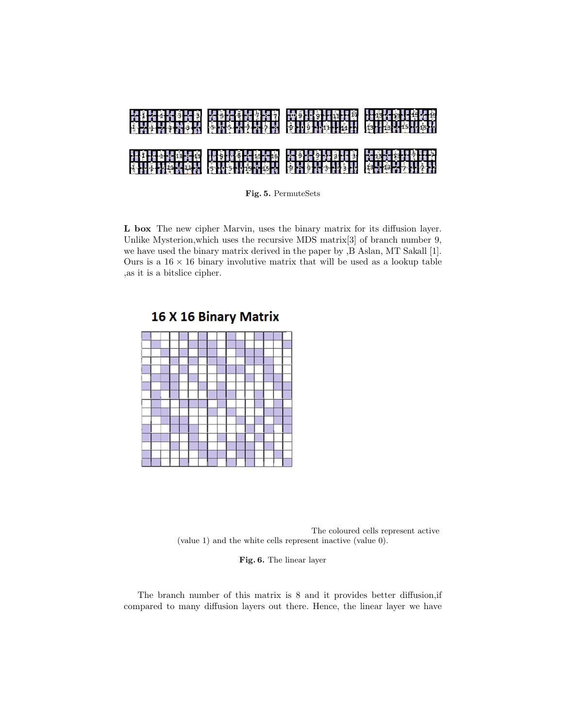Fig. 5. PermuteSets

**L box** The new cipher Marvin, uses the binary matrix for its diffusion layer. Unlike Mysterion,which uses the recursive MDS matrix[3] of branch number 9, we have used the binary matrix derived in the paper by ,B Aslan, MT Sakall [1]. Ours is a $16 \times 16$ binary involutive matrix that will be used as a lookup table ,as it is a bitslice cipher.

16 X 16 Binary Matrix

The coloured cells represent active (value 1) and the white cells represent inactive (value 0).

Fig. 6. The linear layer

The branch number of this matrix is 8 and it provides better diffusion,if compared to many diffusion layers out there. Hence, the linear layer we have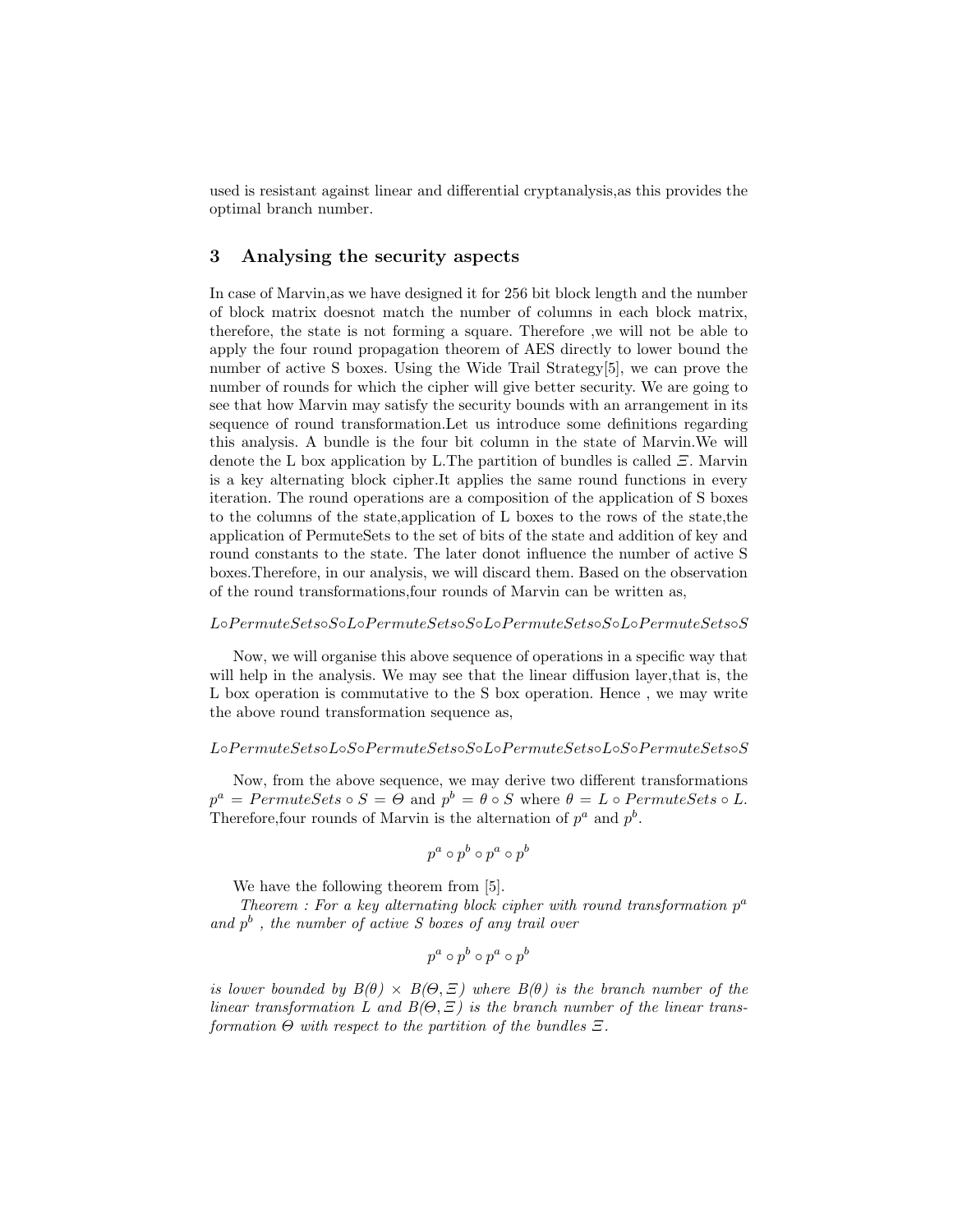used is resistant against linear and differential cryptanalysis,as this provides the optimal branch number.

## 3 Analysing the security aspects

In case of Marvin,as we have designed it for 256 bit block length and the number of block matrix doesnot match the number of columns in each block matrix, therefore, the state is not forming a square. Therefore ,we will not be able to apply the four round propagation theorem of AES directly to lower bound the number of active S boxes. Using the Wide Trail Strategy[5], we can prove the number of rounds for which the cipher will give better security. We are going to see that how Marvin may satisfy the security bounds with an arrangement in its sequence of round transformation.Let us introduce some definitions regarding this analysis. A bundle is the four bit column in the state of Marvin.We will denote the L box application by L.The partition of bundles is called $\Xi$. Marvin is a key alternating block cipher.It applies the same round functions in every iteration. The round operations are a composition of the application of S boxes to the columns of the state,application of L boxes to the rows of the state,the application of PermuteSets to the set of bits of the state and addition of key and round constants to the state. The later donot influence the number of active S boxes.Therefore, in our analysis, we will discard them. Based on the observation of the round transformations,four rounds of Marvin can be written as,

$$L \circ PermuteSets \circ S \circ L \circ PermuteSets \circ S \circ L \circ PermuteSets \circ S \circ L \circ PermuteSets \circ S$$

Now, we will organise this above sequence of operations in a specific way that will help in the analysis. We may see that the linear diffusion layer,that is, the L box operation is commutative to the S box operation. Hence , we may write the above round transformation sequence as,

$$L \circ PermuteSets \circ L \circ S \circ PermuteSets \circ S \circ L \circ PermuteSets \circ L \circ S \circ PermuteSets \circ S$$

Now, from the above sequence, we may derive two different transformations $p^a = PermuteSets \circ S = \Theta$ and $p^b = \theta \circ S$ where $\theta = L \circ PermuteSets \circ L$. Therefore,four rounds of Marvin is the alternation of $p^a$ and $p^b$.

$$p^a \circ p^b \circ p^a \circ p^b$$

We have the following theorem from [5].

*Theorem : For a key alternating block cipher with round transformation $p^a$ and $p^b$ , the number of active S boxes of any trail over*

$$p^a \circ p^b \circ p^a \circ p^b$$

*is lower bounded by $B(\theta) \times B(\Theta, \Xi)$ where $B(\theta)$ is the branch number of the linear transformation L and $B(\Theta, \Xi)$ is the branch number of the linear transformation $\Theta$ with respect to the partition of the bundles $\Xi$.*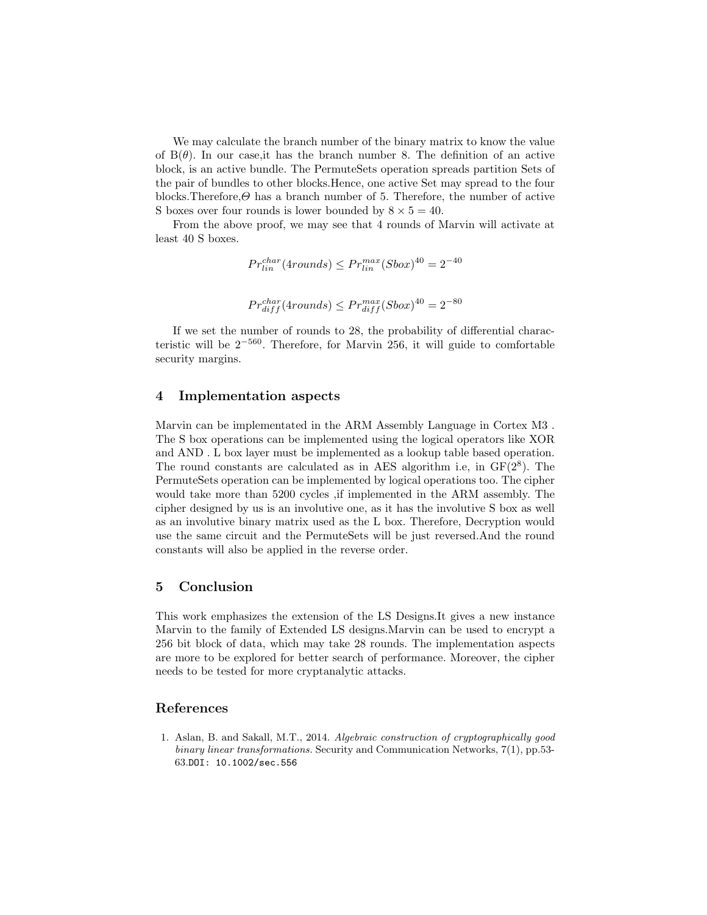We may calculate the branch number of the binary matrix to know the value of B($\theta$). In our case,it has the branch number 8. The definition of an active block, is an active bundle. The PermuteSets operation spreads partition Sets of the pair of bundles to other blocks.Hence, one active Set may spread to the four blocks.Therefore,$\Theta$ has a branch number of 5. Therefore, the number of active S boxes over four rounds is lower bounded by $8 \times 5 = 40$.

From the above proof, we may see that 4 rounds of Marvin will activate at least 40 S boxes.

$$Pr_{lin}^{char}(4rounds) \leq Pr_{lin}^{max}(Sbox)^{40} = 2^{-40}$$

$$Pr_{diff}^{char}(4rounds) \leq Pr_{diff}^{max}(Sbox)^{40} = 2^{-80}$$

If we set the number of rounds to 28, the probability of differential characteristic will be $2^{-560}$. Therefore, for Marvin 256, it will guide to comfortable security margins.

## 4 Implementation aspects

Marvin can be implementated in the ARM Assembly Language in Cortex M3 . The S box operations can be implemented using the logical operators like XOR and AND . L box layer must be implemented as a lookup table based operation. The round constants are calculated as in AES algorithm i.e, in GF($2^8$). The PermuteSets operation can be implemented by logical operations too. The cipher would take more than 5200 cycles ,if implemented in the ARM assembly. The cipher designed by us is an involutive one, as it has the involutive S box as well as an involutive binary matrix used as the L box. Therefore, Decryption would use the same circuit and the PermuteSets will be just reversed.And the round constants will also be applied in the reverse order.

## 5 Conclusion

This work emphasizes the extension of the LS Designs.It gives a new instance Marvin to the family of Extended LS designs.Marvin can be used to encrypt a 256 bit block of data, which may take 28 rounds. The implementation aspects are more to be explored for better search of performance. Moreover, the cipher needs to be tested for more cryptanalytic attacks.

## References

1. Aslan, B. and Sakall, M.T., 2014. *Algebraic construction of cryptographically good binary linear transformations.* Security and Communication Networks, 7(1), pp.53-63.DOI: 10.1002/sec.556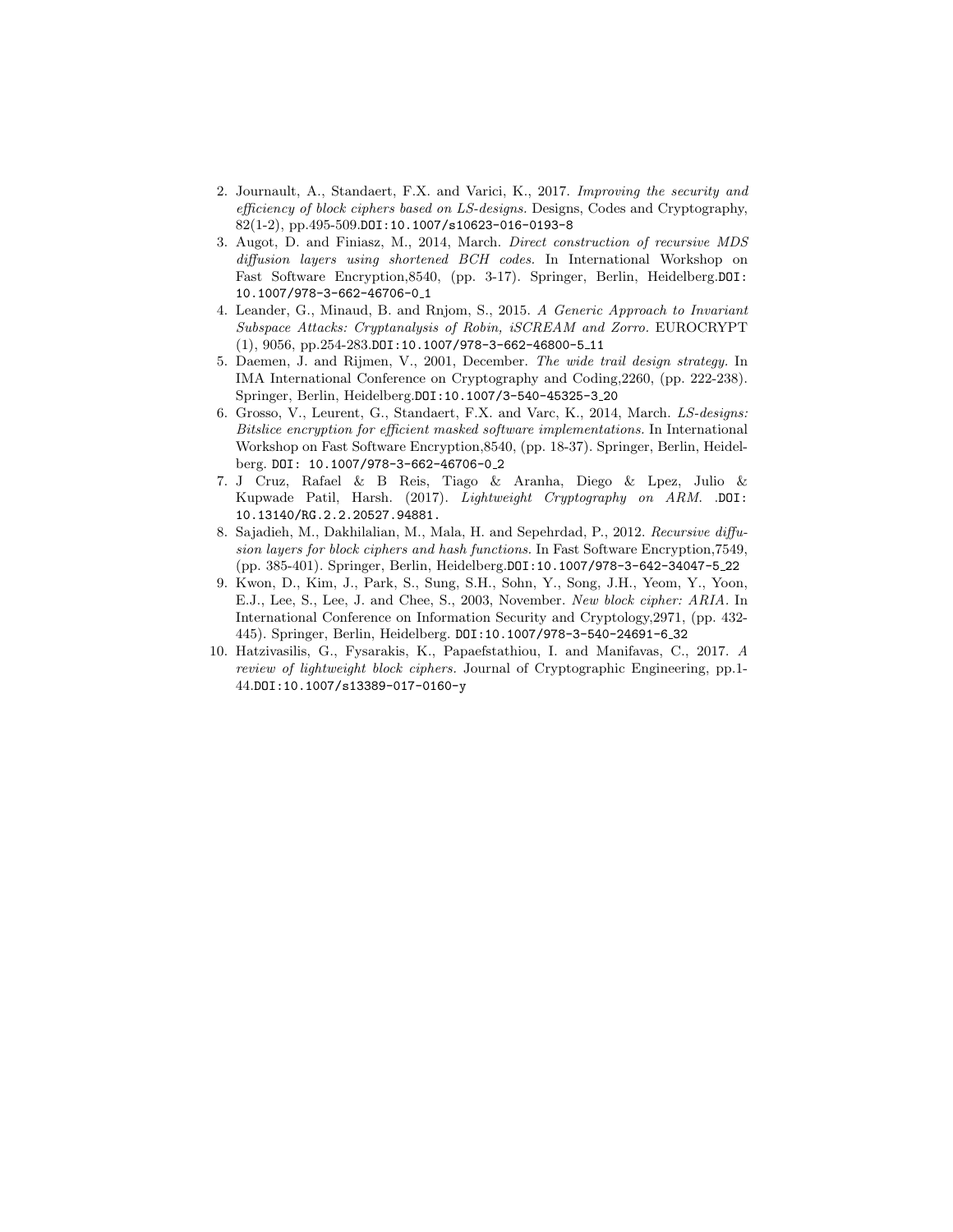2. Journault, A., Standaert, F.X. and Varici, K., 2017. *Improving the security and efficiency of block ciphers based on LS-designs.* Designs, Codes and Cryptography, 82(1-2), pp.495-509.DOI:10.1007/s10623-016-0193-8
3. Augot, D. and Finiasz, M., 2014, March. *Direct construction of recursive MDS diffusion layers using shortened BCH codes.* In International Workshop on Fast Software Encryption,8540, (pp. 3-17). Springer, Berlin, Heidelberg.DOI: 10.1007/978-3-662-46706-0_1
4. Leander, G., Minaud, B. and Rnjom, S., 2015. *A Generic Approach to Invariant Subspace Attacks: Cryptanalysis of Robin, iSCREAM and Zorro.* EUROCRYPT (1), 9056, pp.254-283.DOI:10.1007/978-3-662-46800-5_11
5. Daemen, J. and Rijmen, V., 2001, December. *The wide trail design strategy.* In IMA International Conference on Cryptography and Coding,2260, (pp. 222-238). Springer, Berlin, Heidelberg.DOI:10.1007/3-540-45325-3_20
6. Grosso, V., Leurent, G., Standaert, F.X. and Varc, K., 2014, March. *LS-designs: Bitslice encryption for efficient masked software implementations.* In International Workshop on Fast Software Encryption,8540, (pp. 18-37). Springer, Berlin, Heidelberg. DOI: 10.1007/978-3-662-46706-0_2
7. J Cruz, Rafael & B Reis, Tiago & Aranha, Diego & Lpez, Julio & Kupwade Patil, Harsh. (2017). *Lightweight Cryptography on ARM.* .DOI: 10.13140/RG.2.2.20527.94881.
8. Sajadieh, M., Dakhilalian, M., Mala, H. and Sepehrdad, P., 2012. *Recursive diffusion layers for block ciphers and hash functions.* In Fast Software Encryption,7549, (pp. 385-401). Springer, Berlin, Heidelberg.DOI:10.1007/978-3-642-34047-5_22
9. Kwon, D., Kim, J., Park, S., Sung, S.H., Sohn, Y., Song, J.H., Yeom, Y., Yoon, E.J., Lee, S., Lee, J. and Chee, S., 2003, November. *New block cipher: ARIA.* In International Conference on Information Security and Cryptology,2971, (pp. 432-445). Springer, Berlin, Heidelberg. DOI:10.1007/978-3-540-24691-6_32
10. Hatzivasilis, G., Fysarakis, K., Papaefstathiou, I. and Manifavas, C., 2017. *A review of lightweight block ciphers.* Journal of Cryptographic Engineering, pp.1-44.DOI:10.1007/s13389-017-0160-y